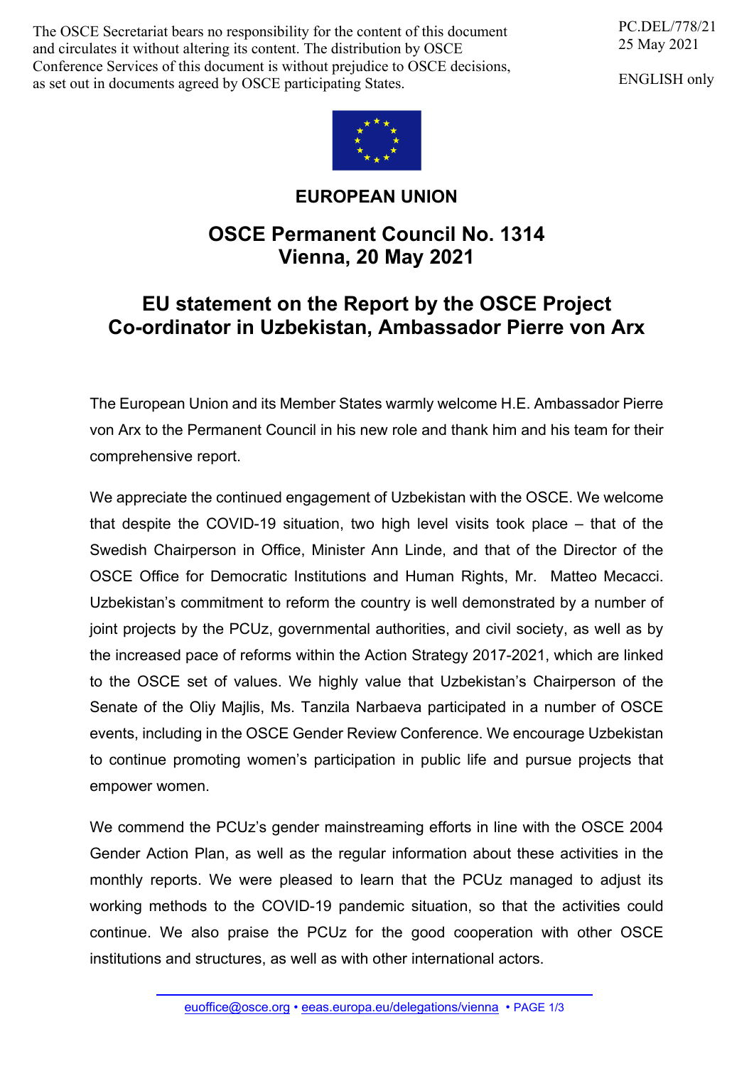The OSCE Secretariat bears no responsibility for the content of this document and circulates it without altering its content. The distribution by OSCE Conference Services of this document is without prejudice to OSCE decisions, as set out in documents agreed by OSCE participating States.

PC.DEL/778/21
25 May 2021

ENGLISH only

**EUROPEAN UNION**

# OSCE Permanent Council No. 1314
# Vienna, 20 May 2021

## EU statement on the Report by the OSCE Project Co-ordinator in Uzbekistan, Ambassador Pierre von Arx

The European Union and its Member States warmly welcome H.E. Ambassador Pierre von Arx to the Permanent Council in his new role and thank him and his team for their comprehensive report.

We appreciate the continued engagement of Uzbekistan with the OSCE. We welcome that despite the COVID-19 situation, two high level visits took place – that of the Swedish Chairperson in Office, Minister Ann Linde, and that of the Director of the OSCE Office for Democratic Institutions and Human Rights, Mr. Matteo Mecacci. Uzbekistan's commitment to reform the country is well demonstrated by a number of joint projects by the PCUz, governmental authorities, and civil society, as well as by the increased pace of reforms within the Action Strategy 2017-2021, which are linked to the OSCE set of values. We highly value that Uzbekistan's Chairperson of the Senate of the Oliy Majlis, Ms. Tanzila Narbaeva participated in a number of OSCE events, including in the OSCE Gender Review Conference. We encourage Uzbekistan to continue promoting women's participation in public life and pursue projects that empower women.

We commend the PCUz's gender mainstreaming efforts in line with the OSCE 2004 Gender Action Plan, as well as the regular information about these activities in the monthly reports. We were pleased to learn that the PCUz managed to adjust its working methods to the COVID-19 pandemic situation, so that the activities could continue. We also praise the PCUz for the good cooperation with other OSCE institutions and structures, as well as with other international actors.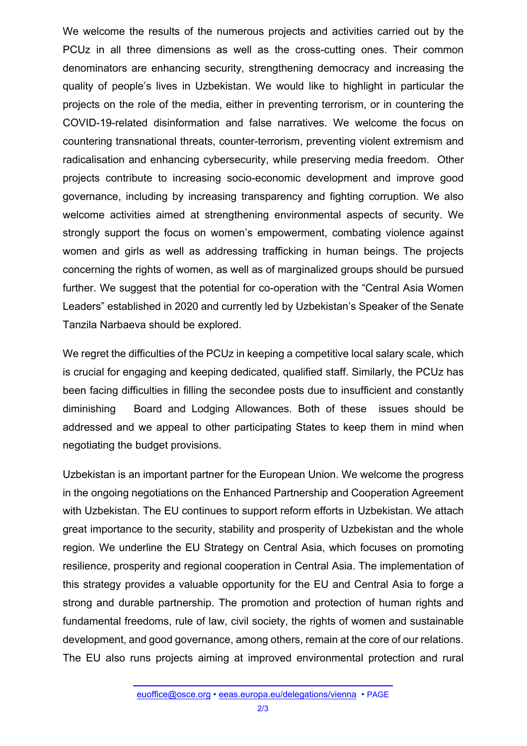We welcome the results of the numerous projects and activities carried out by the PCUz in all three dimensions as well as the cross-cutting ones. Their common denominators are enhancing security, strengthening democracy and increasing the quality of people's lives in Uzbekistan. We would like to highlight in particular the projects on the role of the media, either in preventing terrorism, or in countering the COVID-19-related disinformation and false narratives. We welcome the focus on countering transnational threats, counter-terrorism, preventing violent extremism and radicalisation and enhancing cybersecurity, while preserving media freedom. Other projects contribute to increasing socio-economic development and improve good governance, including by increasing transparency and fighting corruption. We also welcome activities aimed at strengthening environmental aspects of security. We strongly support the focus on women's empowerment, combating violence against women and girls as well as addressing trafficking in human beings. The projects concerning the rights of women, as well as of marginalized groups should be pursued further. We suggest that the potential for co-operation with the "Central Asia Women Leaders" established in 2020 and currently led by Uzbekistan's Speaker of the Senate Tanzila Narbaeva should be explored.

We regret the difficulties of the PCUz in keeping a competitive local salary scale, which is crucial for engaging and keeping dedicated, qualified staff. Similarly, the PCUz has been facing difficulties in filling the secondee posts due to insufficient and constantly diminishing Board and Lodging Allowances. Both of these issues should be addressed and we appeal to other participating States to keep them in mind when negotiating the budget provisions.

Uzbekistan is an important partner for the European Union. We welcome the progress in the ongoing negotiations on the Enhanced Partnership and Cooperation Agreement with Uzbekistan. The EU continues to support reform efforts in Uzbekistan. We attach great importance to the security, stability and prosperity of Uzbekistan and the whole region. We underline the EU Strategy on Central Asia, which focuses on promoting resilience, prosperity and regional cooperation in Central Asia. The implementation of this strategy provides a valuable opportunity for the EU and Central Asia to forge a strong and durable partnership. The promotion and protection of human rights and fundamental freedoms, rule of law, civil society, the rights of women and sustainable development, and good governance, among others, remain at the core of our relations. The EU also runs projects aiming at improved environmental protection and rural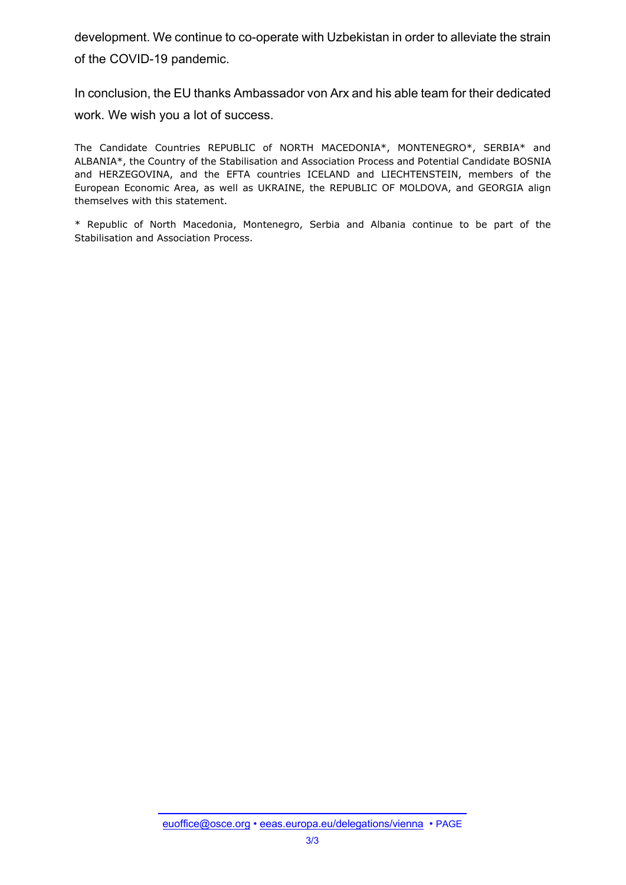development. We continue to co-operate with Uzbekistan in order to alleviate the strain of the COVID-19 pandemic.

In conclusion, the EU thanks Ambassador von Arx and his able team for their dedicated work. We wish you a lot of success.

The Candidate Countries REPUBLIC of NORTH MACEDONIA*, MONTENEGRO*, SERBIA* and ALBANIA*, the Country of the Stabilisation and Association Process and Potential Candidate BOSNIA and HERZEGOVINA, and the EFTA countries ICELAND and LIECHTENSTEIN, members of the European Economic Area, as well as UKRAINE, the REPUBLIC OF MOLDOVA, and GEORGIA align themselves with this statement.

* Republic of North Macedonia, Montenegro, Serbia and Albania continue to be part of the Stabilisation and Association Process.